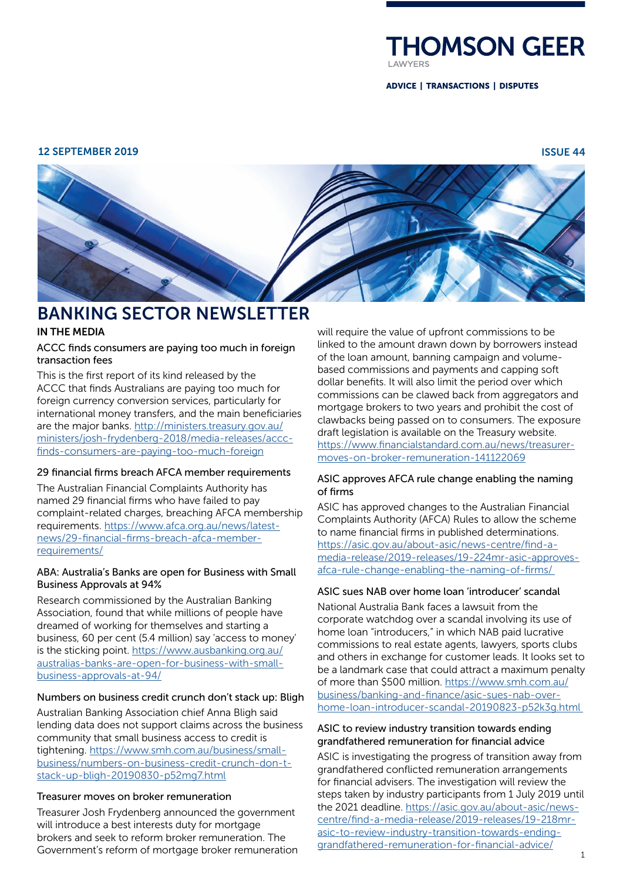# THOMSON GEER

LAWYERS

**ADVICE | TRANSACTIONS | DISPUTES**

12 SEPTEMBER 2019

ISSUE 44

# BANKING SECTOR NEWSLETTER

## IN THE MEDIA

### ACCC finds consumers are paying too much in foreign transaction fees

This is the first report of its kind released by the ACCC that finds Australians are paying too much for foreign currency conversion services, particularly for international money transfers, and the main beneficiaries are the major banks. http://ministers.treasury.gov.au/ministers/josh-frydenberg-2018/media-releases/accc-finds-consumers-are-paying-too-much-foreign

### 29 financial firms breach AFCA member requirements

The Australian Financial Complaints Authority has named 29 financial firms who have failed to pay complaint-related charges, breaching AFCA membership requirements. https://www.afca.org.au/news/latest-news/29-financial-firms-breach-afca-member-requirements/

### ABA: Australia's Banks are open for Business with Small Business Approvals at 94%

Research commissioned by the Australian Banking Association, found that while millions of people have dreamed of working for themselves and starting a business, 60 per cent (5.4 million) say 'access to money' is the sticking point. https://www.ausbanking.org.au/australias-banks-are-open-for-business-with-small-business-approvals-at-94/

### Numbers on business credit crunch don't stack up: Bligh

Australian Banking Association chief Anna Bligh said lending data does not support claims across the business community that small business access to credit is tightening. https://www.smh.com.au/business/small-business/numbers-on-business-credit-crunch-don-t-stack-up-bligh-20190830-p52mg7.html

### Treasurer moves on broker remuneration

Treasurer Josh Frydenberg announced the government will introduce a best interests duty for mortgage brokers and seek to reform broker remuneration. The Government's reform of mortgage broker remuneration will require the value of upfront commissions to be linked to the amount drawn down by borrowers instead of the loan amount, banning campaign and volume-based commissions and payments and capping soft dollar benefits. It will also limit the period over which commissions can be clawed back from aggregators and mortgage brokers to two years and prohibit the cost of clawbacks being passed on to consumers. The exposure draft legislation is available on the Treasury website. https://www.financialstandard.com.au/news/treasurer-moves-on-broker-remuneration-141122069

### ASIC approves AFCA rule change enabling the naming of firms

ASIC has approved changes to the Australian Financial Complaints Authority (AFCA) Rules to allow the scheme to name financial firms in published determinations. https://asic.gov.au/about-asic/news-centre/find-a-media-release/2019-releases/19-224mr-asic-approves-afca-rule-change-enabling-the-naming-of-firms/

### ASIC sues NAB over home loan 'introducer' scandal

National Australia Bank faces a lawsuit from the corporate watchdog over a scandal involving its use of home loan "introducers," in which NAB paid lucrative commissions to real estate agents, lawyers, sports clubs and others in exchange for customer leads. It looks set to be a landmark case that could attract a maximum penalty of more than $500 million. https://www.smh.com.au/business/banking-and-finance/asic-sues-nab-over-home-loan-introducer-scandal-20190823-p52k3g.html

### ASIC to review industry transition towards ending grandfathered remuneration for financial advice

ASIC is investigating the progress of transition away from grandfathered conflicted remuneration arrangements for financial advisers. The investigation will review the steps taken by industry participants from 1 July 2019 until the 2021 deadline. https://asic.gov.au/about-asic/news-centre/find-a-media-release/2019-releases/19-218mr-asic-to-review-industry-transition-towards-ending-grandfathered-remuneration-for-financial-advice/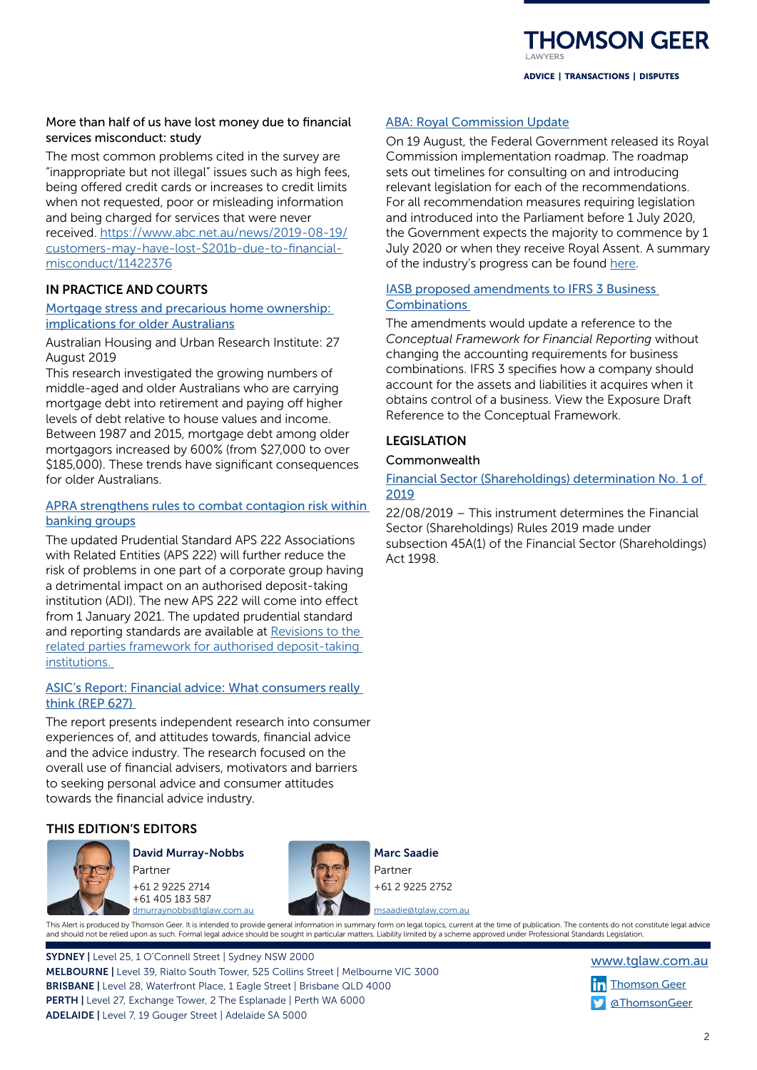More than half of us have lost money due to financial services misconduct: study

The most common problems cited in the survey are "inappropriate but not illegal" issues such as high fees, being offered credit cards or increases to credit limits when not requested, poor or misleading information and being charged for services that were never received. [https://www.abc.net.au/news/2019-08-19/customers-may-have-lost-$201b-due-to-financial-misconduct/11422376](https://www.abc.net.au/news/2019-08-19/customers-may-have-lost-$201b-due-to-financial-misconduct/11422376)

## IN PRACTICE AND COURTS

[Mortgage stress and precarious home ownership: implications for older Australians](#)

Australian Housing and Urban Research Institute: 27 August 2019

This research investigated the growing numbers of middle-aged and older Australians who are carrying mortgage debt into retirement and paying off higher levels of debt relative to house values and income. Between 1987 and 2015, mortgage debt among older mortgagors increased by 600% (from $27,000 to over $185,000). These trends have significant consequences for older Australians.

[APRA strengthens rules to combat contagion risk within banking groups](#)

The updated Prudential Standard APS 222 Associations with Related Entities (APS 222) will further reduce the risk of problems in one part of a corporate group having a detrimental impact on an authorised deposit-taking institution (ADI). The new APS 222 will come into effect from 1 January 2021. The updated prudential standard and reporting standards are available at [Revisions to the related parties framework for authorised deposit-taking institutions.](#)

[ASIC's Report: Financial advice: What consumers really think (REP 627)](#)

The report presents independent research into consumer experiences of, and attitudes towards, financial advice and the advice industry. The research focused on the overall use of financial advisers, motivators and barriers to seeking personal advice and consumer attitudes towards the financial advice industry.

[ABA: Royal Commission Update](#)

On 19 August, the Federal Government released its Royal Commission implementation roadmap. The roadmap sets out timelines for consulting on and introducing relevant legislation for each of the recommendations. For all recommendation measures requiring legislation and introduced into the Parliament before 1 July 2020, the Government expects the majority to commence by 1 July 2020 or when they receive Royal Assent. A summary of the industry's progress can be found [here](#).

[IASB proposed amendments to IFRS 3 Business Combinations](#)

The amendments would update a reference to the *Conceptual Framework for Financial Reporting* without changing the accounting requirements for business combinations. IFRS 3 specifies how a company should account for the assets and liabilities it acquires when it obtains control of a business. View the Exposure Draft Reference to the Conceptual Framework.

## LEGISLATION

### Commonwealth

[Financial Sector (Shareholdings) determination No. 1 of 2019](#)

22/08/2019 – This instrument determines the Financial Sector (Shareholdings) Rules 2019 made under subsection 45A(1) of the Financial Sector (Shareholdings) Act 1998.

## THIS EDITION'S EDITORS

**David Murray-Nobbs**
Partner
+61 2 9225 2714
+61 405 183 587
dmurraynobbs@tglaw.com.au

**Marc Saadie**
Partner
+61 2 9225 2752
msaadie@tglaw.com.au

This Alert is produced by Thomson Geer. It is intended to provide general information in summary form on legal topics, current at the time of publication. The contents do not constitute legal advice and should not be relied upon as such. Formal legal advice should be sought in particular matters. Liability limited by a scheme approved under Professional Standards Legislation.

**SYDNEY |** Level 25, 1 O'Connell Street | Sydney NSW 2000
**MELBOURNE |** Level 39, Rialto South Tower, 525 Collins Street | Melbourne VIC 3000
**BRISBANE |** Level 28, Waterfront Place, 1 Eagle Street | Brisbane QLD 4000
**PERTH |** Level 27, Exchange Tower, 2 The Esplanade | Perth WA 6000
**ADELAIDE |** Level 7, 19 Gouger Street | Adelaide SA 5000

www.tglaw.com.au
Thomson Geer
@ThomsonGeer